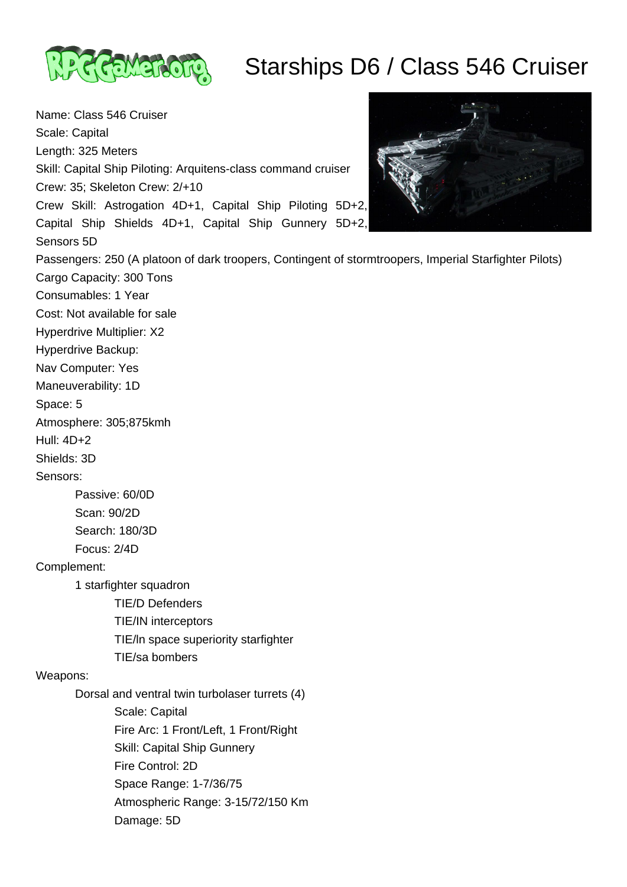# Starships D6 / Class 546 Cruiser

Name: Class 546 Cruiser
Scale: Capital
Length: 325 Meters
Skill: Capital Ship Piloting: Arquitens-class command cruiser
Crew: 35; Skeleton Crew: 2/+10
Crew Skill: Astrogation 4D+1, Capital Ship Piloting 5D+2, Capital Ship Shields 4D+1, Capital Ship Gunnery 5D+2, Sensors 5D
Passengers: 250 (A platoon of dark troopers, Contingent of stormtroopers, Imperial Starfighter Pilots)
Cargo Capacity: 300 Tons
Consumables: 1 Year
Cost: Not available for sale
Hyperdrive Multiplier: X2
Hyperdrive Backup:
Nav Computer: Yes
Maneuverability: 1D
Space: 5
Atmosphere: 305;875kmh
Hull: 4D+2
Shields: 3D
Sensors:

- Passive: 60/0D
- Scan: 90/2D
- Search: 180/3D
- Focus: 2/4D

Complement:

- 1 starfighter squadron
  - TIE/D Defenders
  - TIE/IN interceptors
  - TIE/ln space superiority starfighter
  - TIE/sa bombers

Weapons:

- Dorsal and ventral twin turbolaser turrets (4)
  - Scale: Capital
  - Fire Arc: 1 Front/Left, 1 Front/Right
  - Skill: Capital Ship Gunnery
  - Fire Control: 2D
  - Space Range: 1-7/36/75
  - Atmospheric Range: 3-15/72/150 Km
  - Damage: 5D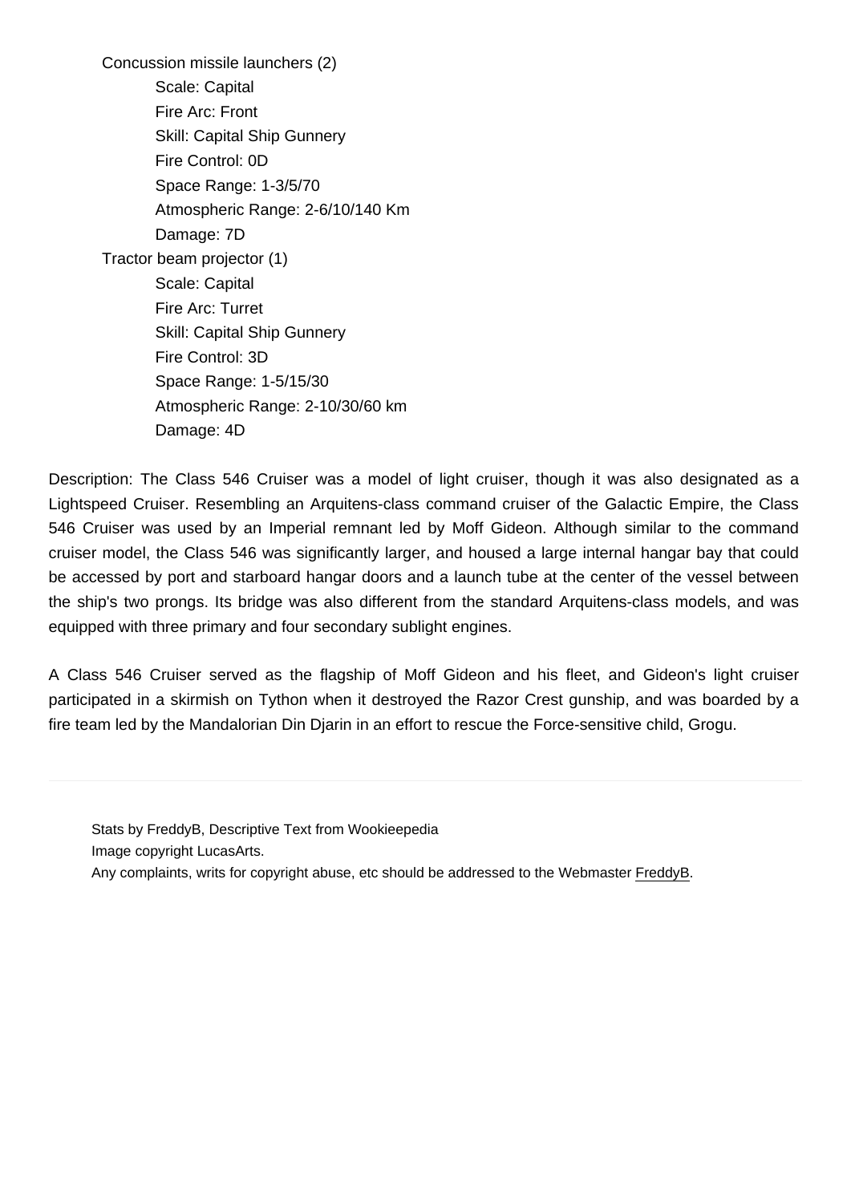Concussion missile launchers (2)
- Scale: Capital
- Fire Arc: Front
- Skill: Capital Ship Gunnery
- Fire Control: 0D
- Space Range: 1-3/5/70
- Atmospheric Range: 2-6/10/140 Km
- Damage: 7D

Tractor beam projector (1)
- Scale: Capital
- Fire Arc: Turret
- Skill: Capital Ship Gunnery
- Fire Control: 3D
- Space Range: 1-5/15/30
- Atmospheric Range: 2-10/30/60 km
- Damage: 4D

Description: The Class 546 Cruiser was a model of light cruiser, though it was also designated as a Lightspeed Cruiser. Resembling an Arquitens-class command cruiser of the Galactic Empire, the Class 546 Cruiser was used by an Imperial remnant led by Moff Gideon. Although similar to the command cruiser model, the Class 546 was significantly larger, and housed a large internal hangar bay that could be accessed by port and starboard hangar doors and a launch tube at the center of the vessel between the ship's two prongs. Its bridge was also different from the standard Arquitens-class models, and was equipped with three primary and four secondary sublight engines.

A Class 546 Cruiser served as the flagship of Moff Gideon and his fleet, and Gideon's light cruiser participated in a skirmish on Tython when it destroyed the Razor Crest gunship, and was boarded by a fire team led by the Mandalorian Din Djarin in an effort to rescue the Force-sensitive child, Grogu.

---

Stats by FreddyB, Descriptive Text from Wookieepedia
Image copyright LucasArts.
Any complaints, writs for copyright abuse, etc should be addressed to the Webmaster FreddyB.